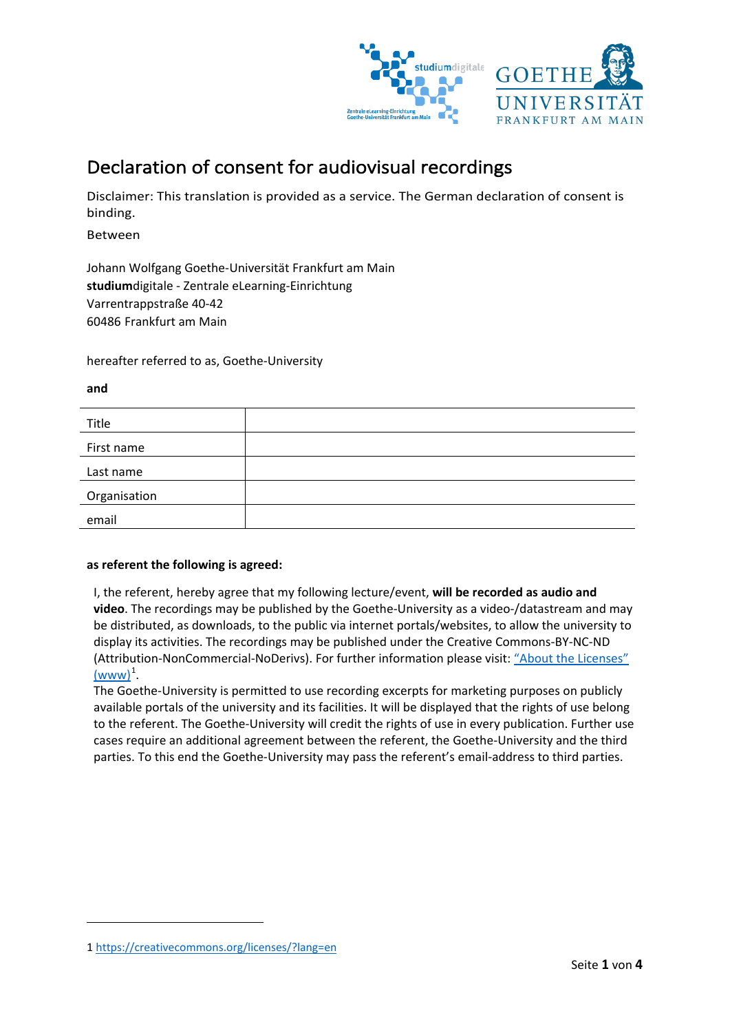# Declaration of consent for audiovisual recordings

Disclaimer: This translation is provided as a service. The German declaration of consent is binding.

Between

Johann Wolfgang Goethe-Universität Frankfurt am Main
**studium**digitale - Zentrale eLearning-Einrichtung
Varrentrappstraße 40-42
60486 Frankfurt am Main

hereafter referred to as, Goethe-University

**and**

| Title | |
|---|---|
| First name | |
| Last name | |
| Organisation | |
| email | |

**as referent the following is agreed:**

I, the referent, hereby agree that my following lecture/event, **will be recorded as audio and video**. The recordings may be published by the Goethe-University as a video-/datastream and may be distributed, as downloads, to the public via internet portals/websites, to allow the university to display its activities. The recordings may be published under the Creative Commons-BY-NC-ND (Attribution-NonCommercial-NoDerivs). For further information please visit: "About the Licenses" (www)[1].
The Goethe-University is permitted to use recording excerpts for marketing purposes on publicly available portals of the university and its facilities. It will be displayed that the rights of use belong to the referent. The Goethe-University will credit the rights of use in every publication. Further use cases require an additional agreement between the referent, the Goethe-University and the third parties. To this end the Goethe-University may pass the referent's email-address to third parties.

1 https://creativecommons.org/licenses/?lang=en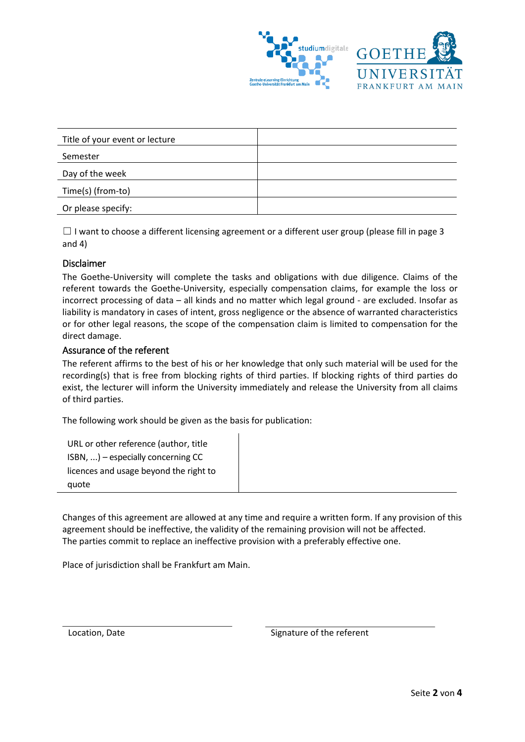| Title of your event or lecture | |
|---|---|
| Semester | |
| Day of the week | |
| Time(s) (from-to) | |
| Or please specify: | |

☐ I want to choose a different licensing agreement or a different user group (please fill in page 3 and 4)

## Disclaimer

The Goethe-University will complete the tasks and obligations with due diligence. Claims of the referent towards the Goethe-University, especially compensation claims, for example the loss or incorrect processing of data – all kinds and no matter which legal ground - are excluded. Insofar as liability is mandatory in cases of intent, gross negligence or the absence of warranted characteristics or for other legal reasons, the scope of the compensation claim is limited to compensation for the direct damage.

## Assurance of the referent

The referent affirms to the best of his or her knowledge that only such material will be used for the recording(s) that is free from blocking rights of third parties. If blocking rights of third parties do exist, the lecturer will inform the University immediately and release the University from all claims of third parties.

The following work should be given as the basis for publication:

| URL or other reference (author, title ISBN, ...) – especially concerning CC licences and usage beyond the right to quote | |
|---|---|

Changes of this agreement are allowed at any time and require a written form. If any provision of this agreement should be ineffective, the validity of the remaining provision will not be affected.
The parties commit to replace an ineffective provision with a preferably effective one.

Place of jurisdiction shall be Frankfurt am Main.

| Location, Date | Signature of the referent |
|---|---|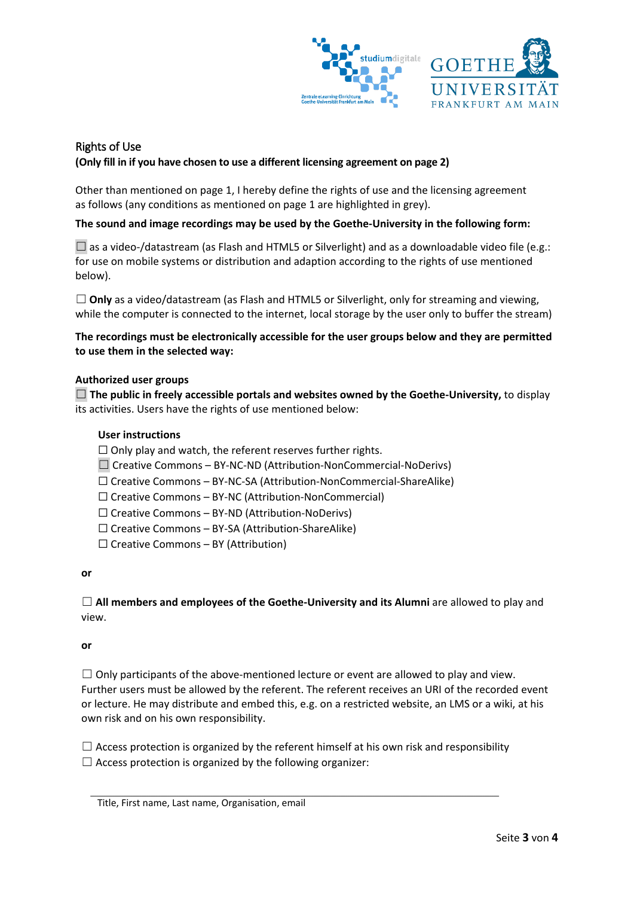## Rights of Use

**(Only fill in if you have chosen to use a different licensing agreement on page 2)**

Other than mentioned on page 1, I hereby define the rights of use and the licensing agreement as follows (any conditions as mentioned on page 1 are highlighted in grey).

**The sound and image recordings may be used by the Goethe-University in the following form:**

☐ as a video-/datastream (as Flash and HTML5 or Silverlight) and as a downloadable video file (e.g.: for use on mobile systems or distribution and adaption according to the rights of use mentioned below).

☐ **Only** as a video/datastream (as Flash and HTML5 or Silverlight, only for streaming and viewing, while the computer is connected to the internet, local storage by the user only to buffer the stream)

**The recordings must be electronically accessible for the user groups below and they are permitted to use them in the selected way:**

**Authorized user groups**

☐ **The public in freely accessible portals and websites owned by the Goethe-University,** to display its activities. Users have the rights of use mentioned below:

**User instructions**

- ☐ Only play and watch, the referent reserves further rights.
- ☐ Creative Commons – BY-NC-ND (Attribution-NonCommercial-NoDerivs)
- ☐ Creative Commons – BY-NC-SA (Attribution-NonCommercial-ShareAlike)
- ☐ Creative Commons – BY-NC (Attribution-NonCommercial)
- ☐ Creative Commons – BY-ND (Attribution-NoDerivs)
- ☐ Creative Commons – BY-SA (Attribution-ShareAlike)
- ☐ Creative Commons – BY (Attribution)

**or**

☐ **All members and employees of the Goethe-University and its Alumni** are allowed to play and view.

**or**

☐ Only participants of the above-mentioned lecture or event are allowed to play and view. Further users must be allowed by the referent. The referent receives an URI of the recorded event or lecture. He may distribute and embed this, e.g. on a restricted website, an LMS or a wiki, at his own risk and on his own responsibility.

☐ Access protection is organized by the referent himself at his own risk and responsibility
☐ Access protection is organized by the following organizer:

______________________________________________________________

Title, First name, Last name, Organisation, email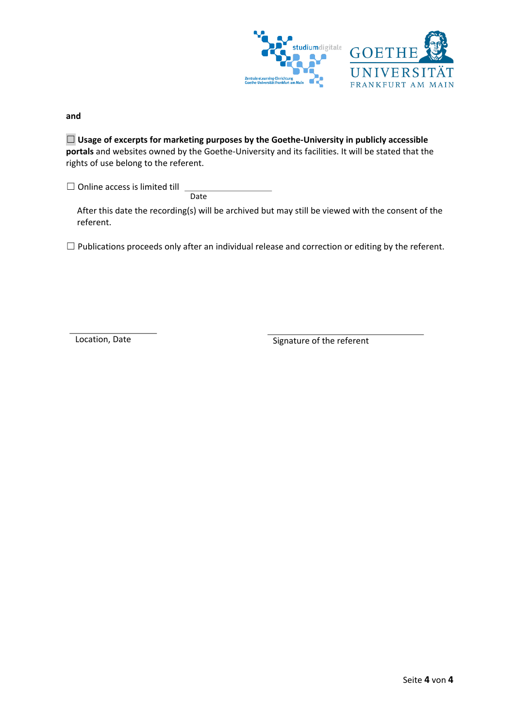**and**

☐ **Usage of excerpts for marketing purposes by the Goethe-University in publicly accessible portals** and websites owned by the Goethe-University and its facilities. It will be stated that the rights of use belong to the referent.

☐ Online access is limited till ____________________
Date

After this date the recording(s) will be archived but may still be viewed with the consent of the referent.

☐ Publications proceeds only after an individual release and correction or editing by the referent.

____________________
Location, Date

____________________________________
Signature of the referent